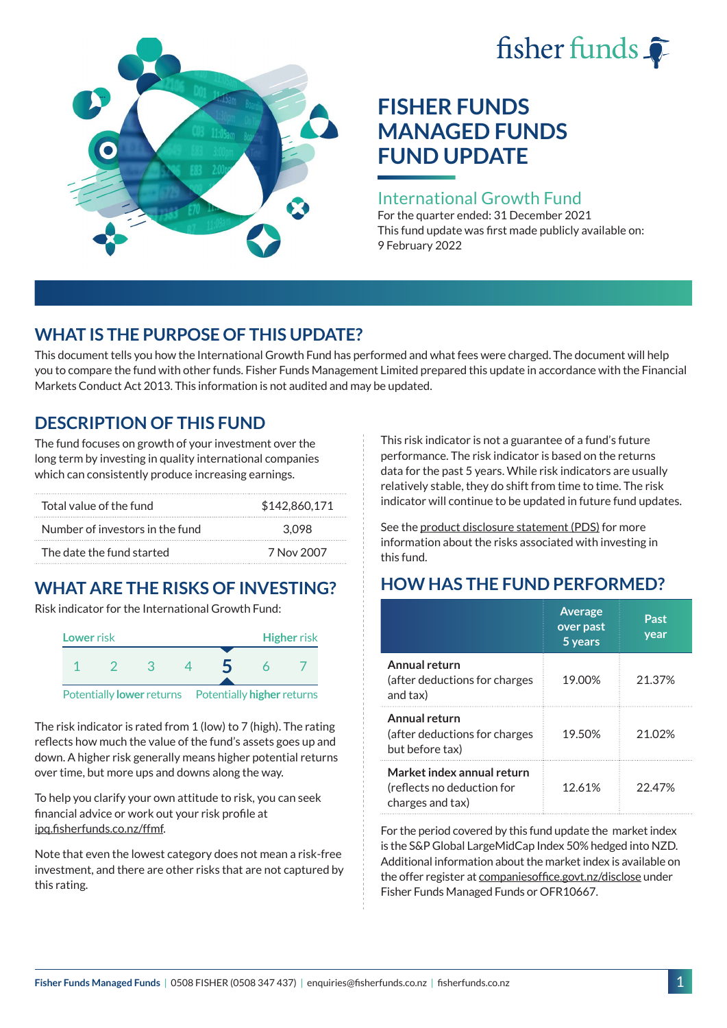fisher funds

# FISHER FUNDS MANAGED FUNDS FUND UPDATE

## International Growth Fund

For the quarter ended: 31 December 2021
This fund update was first made publicly available on: 9 February 2022

## WHAT IS THE PURPOSE OF THIS UPDATE?

This document tells you how the International Growth Fund has performed and what fees were charged. The document will help you to compare the fund with other funds. Fisher Funds Management Limited prepared this update in accordance with the Financial Markets Conduct Act 2013. This information is not audited and may be updated.

## DESCRIPTION OF THIS FUND

The fund focuses on growth of your investment over the long term by investing in quality international companies which can consistently produce increasing earnings.

| | |
|---|---|
| Total value of the fund | $142,860,171 |
| Number of investors in the fund | 3,098 |
| The date the fund started | 7 Nov 2007 |

## WHAT ARE THE RISKS OF INVESTING?

Risk indicator for the International Growth Fund:

| Lower risk | | | | | | Higher risk |
|---|---|---|---|---|---|---|
| 1 | 2 | 3 | 4 | **5** | 6 | 7 |

Potentially **lower** returns — Potentially **higher** returns

The risk indicator is rated from 1 (low) to 7 (high). The rating reflects how much the value of the fund's assets goes up and down. A higher risk generally means higher potential returns over time, but more ups and downs along the way.

To help you clarify your own attitude to risk, you can seek financial advice or work out your risk profile at ipq.fisherfunds.co.nz/ffmf.

Note that even the lowest category does not mean a risk-free investment, and there are other risks that are not captured by this rating.

This risk indicator is not a guarantee of a fund's future performance. The risk indicator is based on the returns data for the past 5 years. While risk indicators are usually relatively stable, they do shift from time to time. The risk indicator will continue to be updated in future fund updates.

See the product disclosure statement (PDS) for more information about the risks associated with investing in this fund.

## HOW HAS THE FUND PERFORMED?

| | Average over past 5 years | Past year |
|---|---|---|
| **Annual return** (after deductions for charges and tax) | 19.00% | 21.37% |
| **Annual return** (after deductions for charges but before tax) | 19.50% | 21.02% |
| **Market index annual return** (reflects no deduction for charges and tax) | 12.61% | 22.47% |

For the period covered by this fund update the market index is the S&P Global LargeMidCap Index 50% hedged into NZD. Additional information about the market index is available on the offer register at companiesoffice.govt.nz/disclose under Fisher Funds Managed Funds or OFR10667.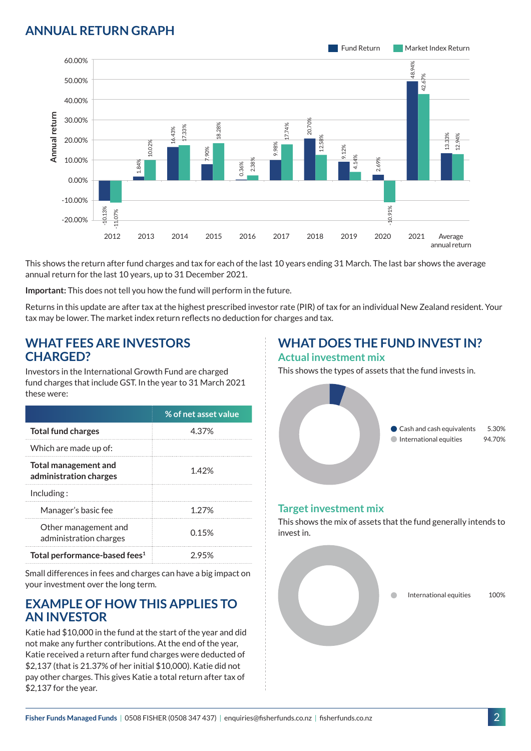## ANNUAL RETURN GRAPH

| Year | Fund Return | Market Index Return |
|---|---|---|
| 2012 | -10.13% | -11.07% |
| 2013 | 1.84% | 10.02% |
| 2014 | 16.43% | 17.33% |
| 2015 | 7.90% | 18.28% |
| 2016 | 0.36% | 2.38% |
| 2017 | 9.98% | 17.74% |
| 2018 | 20.70% | 12.58% |
| 2019 | 9.12% | 4.14% |
| 2020 | 2.69% | -10.91% |
| 2021 | 48.94% | 42.67% |
| Average annual return | 13.33% | 12.94% |

This shows the return after fund charges and tax for each of the last 10 years ending 31 March. The last bar shows the average annual return for the last 10 years, up to 31 December 2021.

**Important:** This does not tell you how the fund will perform in the future.

Returns in this update are after tax at the highest prescribed investor rate (PIR) of tax for an individual New Zealand resident. Your tax may be lower. The market index return reflects no deduction for charges and tax.

## WHAT FEES ARE INVESTORS CHARGED?

Investors in the International Growth Fund are charged fund charges that include GST. In the year to 31 March 2021 these were:

| | % of net asset value |
|---|---|
| **Total fund charges** | 4.37% |
| Which are made up of: | |
| **Total management and administration charges** | 1.42% |
| Including : | |
| Manager's basic fee | 1.27% |
| Other management and administration charges | 0.15% |
| **Total performance-based fees**[1] | 2.95% |

Small differences in fees and charges can have a big impact on your investment over the long term.

## EXAMPLE OF HOW THIS APPLIES TO AN INVESTOR

Katie had $10,000 in the fund at the start of the year and did not make any further contributions. At the end of the year, Katie received a return after fund charges were deducted of $2,137 (that is 21.37% of her initial $10,000). Katie did not pay other charges. This gives Katie a total return after tax of $2,137 for the year.

## WHAT DOES THE FUND INVEST IN?

### Actual investment mix

This shows the types of assets that the fund invests in.

| Asset | % |
|---|---|
| Cash and cash equivalents | 5.30% |
| International equities | 94.70% |

### Target investment mix

This shows the mix of assets that the fund generally intends to invest in.

| Asset | % |
|---|---|
| International equities | 100% |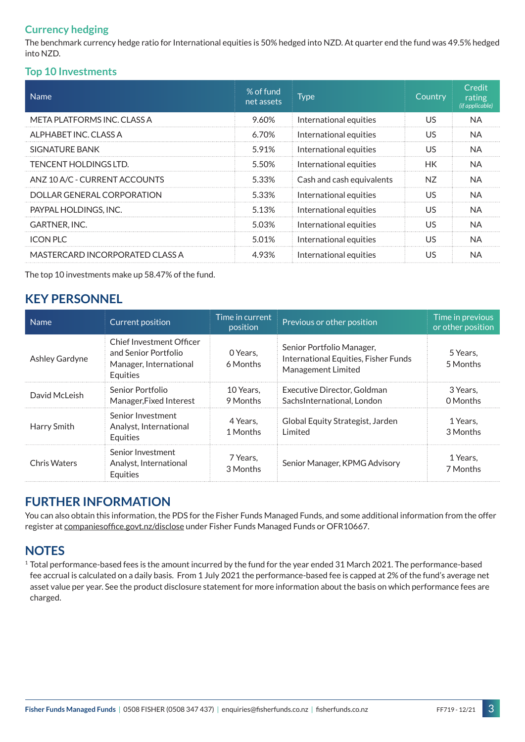## Currency hedging

The benchmark currency hedge ratio for International equities is 50% hedged into NZD. At quarter end the fund was 49.5% hedged into NZD.

## Top 10 Investments

| Name | % of fund net assets | Type | Country | Credit rating *(if applicable)* |
|---|---|---|---|---|
| META PLATFORMS INC. CLASS A | 9.60% | International equities | US | NA |
| ALPHABET INC. CLASS A | 6.70% | International equities | US | NA |
| SIGNATURE BANK | 5.91% | International equities | US | NA |
| TENCENT HOLDINGS LTD. | 5.50% | International equities | HK | NA |
| ANZ 10 A/C - CURRENT ACCOUNTS | 5.33% | Cash and cash equivalents | NZ | NA |
| DOLLAR GENERAL CORPORATION | 5.33% | International equities | US | NA |
| PAYPAL HOLDINGS, INC. | 5.13% | International equities | US | NA |
| GARTNER, INC. | 5.03% | International equities | US | NA |
| ICON PLC | 5.01% | International equities | US | NA |
| MASTERCARD INCORPORATED CLASS A | 4.93% | International equities | US | NA |

The top 10 investments make up 58.47% of the fund.

# KEY PERSONNEL

| Name | Current position | Time in current position | Previous or other position | Time in previous or other position |
|---|---|---|---|---|
| Ashley Gardyne | Chief Investment Officer and Senior Portfolio Manager, International Equities | 0 Years, 6 Months | Senior Portfolio Manager, International Equities, Fisher Funds Management Limited | 5 Years, 5 Months |
| David McLeish | Senior Portfolio Manager,Fixed Interest | 10 Years, 9 Months | Executive Director, Goldman SachsInternational, London | 3 Years, 0 Months |
| Harry Smith | Senior Investment Analyst, International Equities | 4 Years, 1 Months | Global Equity Strategist, Jarden Limited | 1 Years, 3 Months |
| Chris Waters | Senior Investment Analyst, International Equities | 7 Years, 3 Months | Senior Manager, KPMG Advisory | 1 Years, 7 Months |

# FURTHER INFORMATION

You can also obtain this information, the PDS for the Fisher Funds Managed Funds, and some additional information from the offer register at companiesoffice.govt.nz/disclose under Fisher Funds Managed Funds or OFR10667.

# NOTES

[1] Total performance-based fees is the amount incurred by the fund for the year ended 31 March 2021. The performance-based fee accrual is calculated on a daily basis. From 1 July 2021 the performance-based fee is capped at 2% of the fund's average net asset value per year. See the product disclosure statement for more information about the basis on which performance fees are charged.